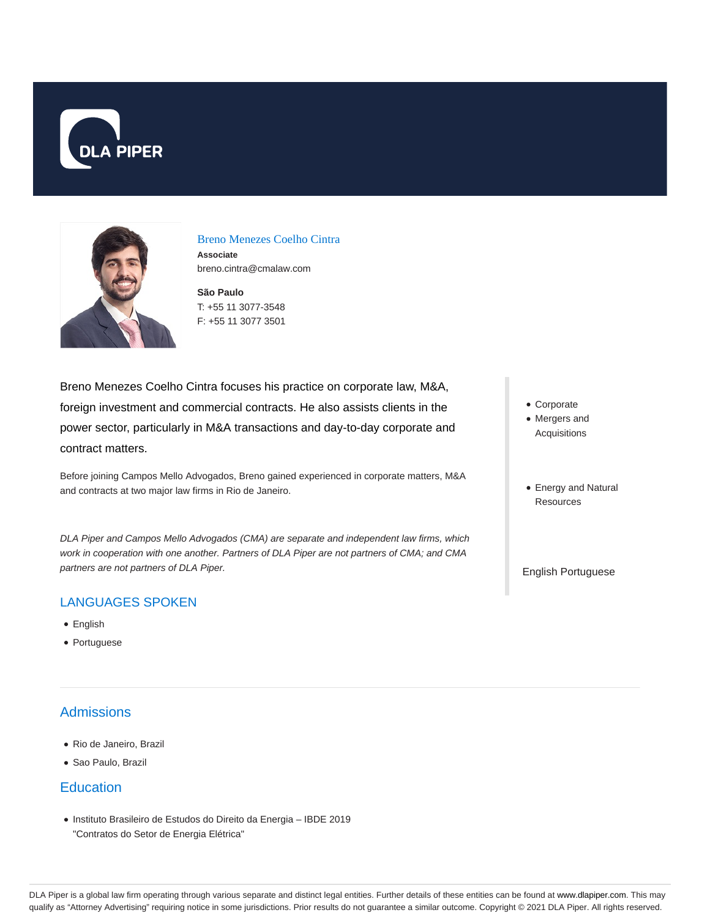# Breno Menezes Coelho Cintra

**Associate**

breno.cintra@cmalaw.com

**São Paulo**

T: +55 11 3077-3548

F: +55 11 3077 3501

Breno Menezes Coelho Cintra focuses his practice on corporate law, M&A, foreign investment and commercial contracts. He also assists clients in the power sector, particularly in M&A transactions and day-to-day corporate and contract matters.

Before joining Campos Mello Advogados, Breno gained experienced in corporate matters, M&A and contracts at two major law firms in Rio de Janeiro.

*DLA Piper and Campos Mello Advogados (CMA) are separate and independent law firms, which work in cooperation with one another. Partners of DLA Piper are not partners of CMA; and CMA partners are not partners of DLA Piper.*

- Corporate
- Mergers and Acquisitions

- Energy and Natural Resources

English Portuguese

## LANGUAGES SPOKEN

- English
- Portuguese

## Admissions

- Rio de Janeiro, Brazil
- Sao Paulo, Brazil

## Education

- Instituto Brasileiro de Estudos do Direito da Energia – IBDE 2019
  "Contratos do Setor de Energia Elétrica"

DLA Piper is a global law firm operating through various separate and distinct legal entities. Further details of these entities can be found at www.dlapiper.com. This may qualify as "Attorney Advertising" requiring notice in some jurisdictions. Prior results do not guarantee a similar outcome. Copyright © 2021 DLA Piper. All rights reserved.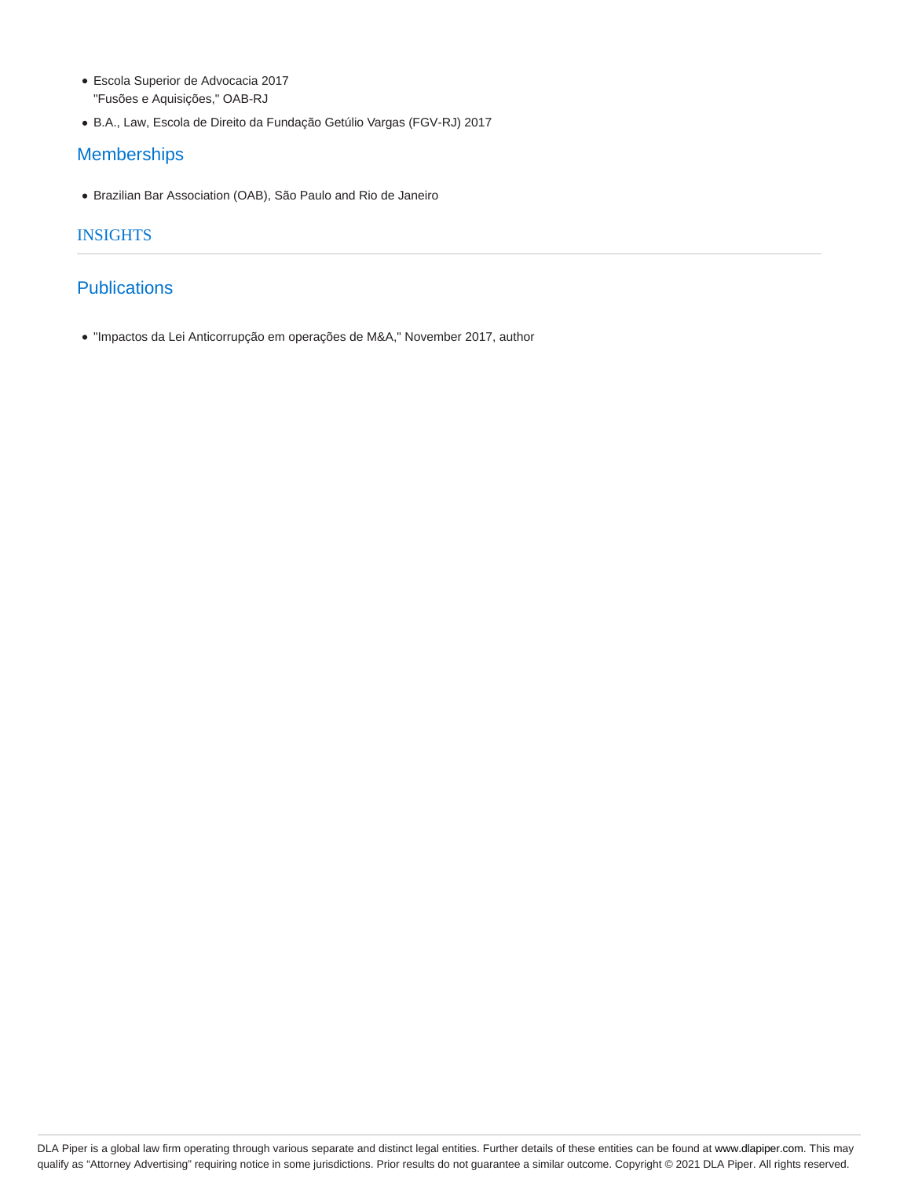- Escola Superior de Advocacia 2017
  "Fusões e Aquisições," OAB-RJ
- B.A., Law, Escola de Direito da Fundação Getúlio Vargas (FGV-RJ) 2017

## Memberships

- Brazilian Bar Association (OAB), São Paulo and Rio de Janeiro

## INSIGHTS

## Publications

- "Impactos da Lei Anticorrupção em operações de M&A," November 2017, author

DLA Piper is a global law firm operating through various separate and distinct legal entities. Further details of these entities can be found at www.dlapiper.com. This may qualify as "Attorney Advertising" requiring notice in some jurisdictions. Prior results do not guarantee a similar outcome. Copyright © 2021 DLA Piper. All rights reserved.